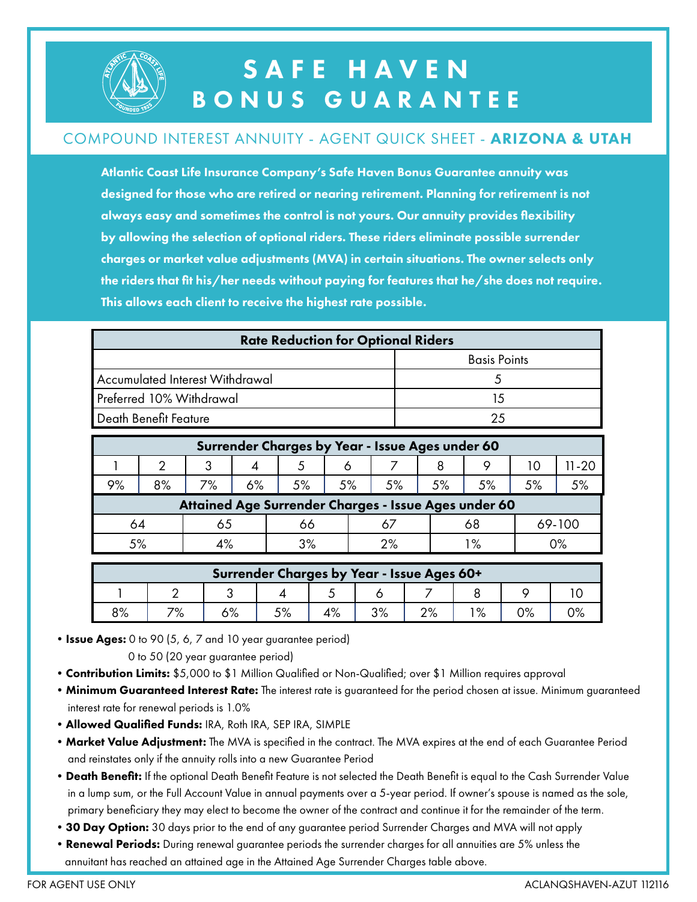# SAFE HAVEN BONUS GUARANTEE

## COMPOUND INTEREST ANNUITY - AGENT QUICK SHEET - **ARIZONA & UTAH**

**Atlantic Coast Life Insurance Company's Safe Haven Bonus Guarantee annuity was designed for those who are retired or nearing retirement. Planning for retirement is not always easy and sometimes the control is not yours. Our annuity provides flexibility by allowing the selection of optional riders. These riders eliminate possible surrender charges or market value adjustments (MVA) in certain situations. The owner selects only the riders that fit his/her needs without paying for features that he/she does not require. This allows each client to receive the highest rate possible.**

| Rate Reduction for Optional Riders | |
|---|---|
| | Basis Points |
| Accumulated Interest Withdrawal | 5 |
| Preferred 10% Withdrawal | 15 |
| Death Benefit Feature | 25 |

| Surrender Charges by Year - Issue Ages under 60 | | | | | | | | | | |
|---|---|---|---|---|---|---|---|---|---|---|
| 1 | 2 | 3 | 4 | 5 | 6 | 7 | 8 | 9 | 10 | 11-20 |
| 9% | 8% | 7% | 6% | 5% | 5% | 5% | 5% | 5% | 5% | 5% |

| Attained Age Surrender Charges - Issue Ages under 60 | | | | | |
|---|---|---|---|---|---|
| 64 | 65 | 66 | 67 | 68 | 69-100 |
| 5% | 4% | 3% | 2% | 1% | 0% |

| Surrender Charges by Year - Issue Ages 60+ | | | | | | | | | |
|---|---|---|---|---|---|---|---|---|---|
| 1 | 2 | 3 | 4 | 5 | 6 | 7 | 8 | 9 | 10 |
| 8% | 7% | 6% | 5% | 4% | 3% | 2% | 1% | 0% | 0% |

- **Issue Ages:** 0 to 90 (5, 6, 7 and 10 year guarantee period)
  0 to 50 (20 year guarantee period)
- **Contribution Limits:** $5,000 to $1 Million Qualified or Non-Qualified; over $1 Million requires approval
- **Minimum Guaranteed Interest Rate:** The interest rate is guaranteed for the period chosen at issue. Minimum guaranteed interest rate for renewal periods is 1.0%
- **Allowed Qualified Funds:** IRA, Roth IRA, SEP IRA, SIMPLE
- **Market Value Adjustment:** The MVA is specified in the contract. The MVA expires at the end of each Guarantee Period and reinstates only if the annuity rolls into a new Guarantee Period
- **Death Benefit:** If the optional Death Benefit Feature is not selected the Death Benefit is equal to the Cash Surrender Value in a lump sum, or the Full Account Value in annual payments over a 5-year period. If owner's spouse is named as the sole, primary beneficiary they may elect to become the owner of the contract and continue it for the remainder of the term.
- **30 Day Option:** 30 days prior to the end of any guarantee period Surrender Charges and MVA will not apply
- **Renewal Periods:** During renewal guarantee periods the surrender charges for all annuities are 5% unless the annuitant has reached an attained age in the Attained Age Surrender Charges table above.

FOR AGENT USE ONLY

ACLANQSHAVEN-AZUT 112116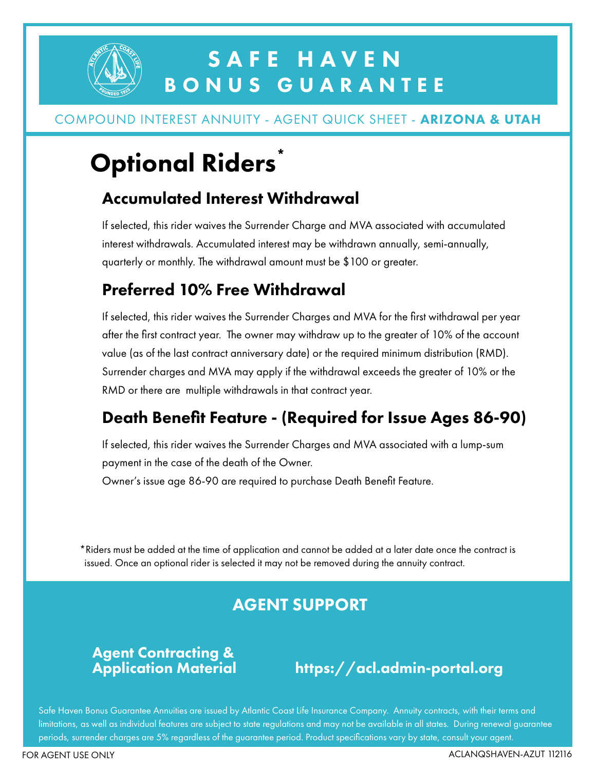# SAFE HAVEN BONUS GUARANTEE

COMPOUND INTEREST ANNUITY - AGENT QUICK SHEET - **ARIZONA & UTAH**

## Optional Riders*

### Accumulated Interest Withdrawal

If selected, this rider waives the Surrender Charge and MVA associated with accumulated interest withdrawals. Accumulated interest may be withdrawn annually, semi-annually, quarterly or monthly. The withdrawal amount must be $100 or greater.

### Preferred 10% Free Withdrawal

If selected, this rider waives the Surrender Charges and MVA for the first withdrawal per year after the first contract year. The owner may withdraw up to the greater of 10% of the account value (as of the last contract anniversary date) or the required minimum distribution (RMD). Surrender charges and MVA may apply if the withdrawal exceeds the greater of 10% or the RMD or there are multiple withdrawals in that contract year.

### Death Benefit Feature - (Required for Issue Ages 86-90)

If selected, this rider waives the Surrender Charges and MVA associated with a lump-sum payment in the case of the death of the Owner.

Owner's issue age 86-90 are required to purchase Death Benefit Feature.

*Riders must be added at the time of application and cannot be added at a later date once the contract is issued. Once an optional rider is selected it may not be removed during the annuity contract.

## AGENT SUPPORT

**Agent Contracting & Application Material** **https://acl.admin-portal.org**

Safe Haven Bonus Guarantee Annuities are issued by Atlantic Coast Life Insurance Company. Annuity contracts, with their terms and limitations, as well as individual features are subject to state regulations and may not be available in all states. During renewal guarantee periods, surrender charges are 5% regardless of the guarantee period. Product specifications vary by state, consult your agent.

FOR AGENT USE ONLY

ACLANQSHAVEN-AZUT 112116